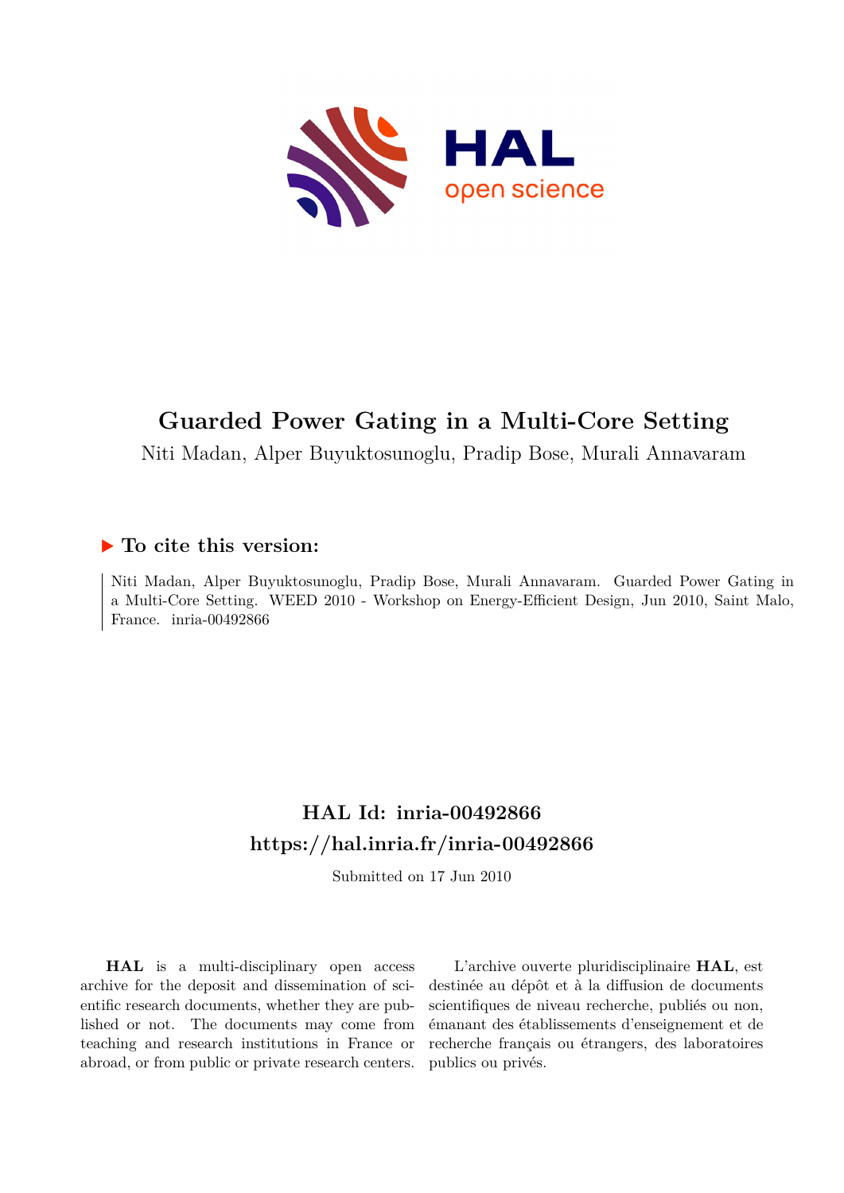# Guarded Power Gating in a Multi-Core Setting

Niti Madan, Alper Buyuktosunoglu, Pradip Bose, Murali Annavaram

## ▶ To cite this version:

Niti Madan, Alper Buyuktosunoglu, Pradip Bose, Murali Annavaram. Guarded Power Gating in a Multi-Core Setting. WEED 2010 - Workshop on Energy-Efficient Design, Jun 2010, Saint Malo, France. inria-00492866

## HAL Id: inria-00492866
## https://hal.inria.fr/inria-00492866

Submitted on 17 Jun 2010

**HAL** is a multi-disciplinary open access archive for the deposit and dissemination of scientific research documents, whether they are published or not. The documents may come from teaching and research institutions in France or abroad, or from public or private research centers.

L'archive ouverte pluridisciplinaire **HAL**, est destinée au dépôt et à la diffusion de documents scientifiques de niveau recherche, publiés ou non, émanant des établissements d'enseignement et de recherche français ou étrangers, des laboratoires publics ou privés.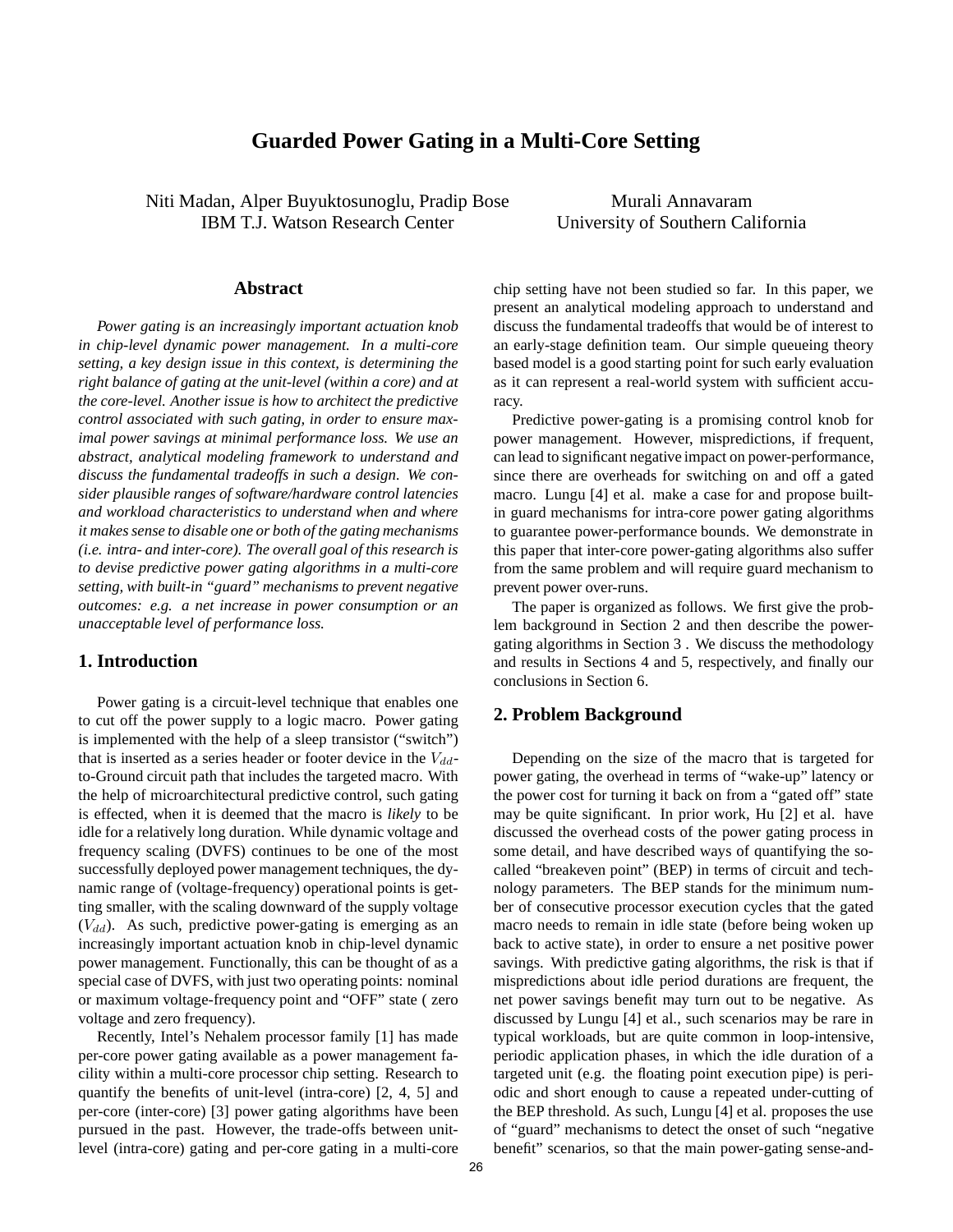# Guarded Power Gating in a Multi-Core Setting

Niti Madan, Alper Buyuktosunoglu, Pradip Bose
IBM T.J. Watson Research Center

Murali Annavaram
University of Southern California

## Abstract

*Power gating is an increasingly important actuation knob in chip-level dynamic power management. In a multi-core setting, a key design issue in this context, is determining the right balance of gating at the unit-level (within a core) and at the core-level. Another issue is how to architect the predictive control associated with such gating, in order to ensure maximal power savings at minimal performance loss. We use an abstract, analytical modeling framework to understand and discuss the fundamental tradeoffs in such a design. We consider plausible ranges of software/hardware control latencies and workload characteristics to understand when and where it makes sense to disable one or both of the gating mechanisms (i.e. intra- and inter-core). The overall goal of this research is to devise predictive power gating algorithms in a multi-core setting, with built-in "guard" mechanisms to prevent negative outcomes: e.g. a net increase in power consumption or an unacceptable level of performance loss.*

## 1. Introduction

Power gating is a circuit-level technique that enables one to cut off the power supply to a logic macro. Power gating is implemented with the help of a sleep transistor ("switch") that is inserted as a series header or footer device in the $V_{dd}$-to-Ground circuit path that includes the targeted macro. With the help of microarchitectural predictive control, such gating is effected, when it is deemed that the macro is *likely* to be idle for a relatively long duration. While dynamic voltage and frequency scaling (DVFS) continues to be one of the most successfully deployed power management techniques, the dynamic range of (voltage-frequency) operational points is getting smaller, with the scaling downward of the supply voltage ($V_{dd}$). As such, predictive power-gating is emerging as an increasingly important actuation knob in chip-level dynamic power management. Functionally, this can be thought of as a special case of DVFS, with just two operating points: nominal or maximum voltage-frequency point and "OFF" state ( zero voltage and zero frequency).

Recently, Intel's Nehalem processor family [1] has made per-core power gating available as a power management facility within a multi-core processor chip setting. Research to quantify the benefits of unit-level (intra-core) [2, 4, 5] and per-core (inter-core) [3] power gating algorithms have been pursued in the past. However, the trade-offs between unit-level (intra-core) gating and per-core gating in a multi-core chip setting have not been studied so far. In this paper, we present an analytical modeling approach to understand and discuss the fundamental tradeoffs that would be of interest to an early-stage definition team. Our simple queueing theory based model is a good starting point for such early evaluation as it can represent a real-world system with sufficient accuracy.

Predictive power-gating is a promising control knob for power management. However, mispredictions, if frequent, can lead to significant negative impact on power-performance, since there are overheads for switching on and off a gated macro. Lungu [4] et al. make a case for and propose built-in guard mechanisms for intra-core power gating algorithms to guarantee power-performance bounds. We demonstrate in this paper that inter-core power-gating algorithms also suffer from the same problem and will require guard mechanism to prevent power over-runs.

The paper is organized as follows. We first give the problem background in Section 2 and then describe the power-gating algorithms in Section 3 . We discuss the methodology and results in Sections 4 and 5, respectively, and finally our conclusions in Section 6.

## 2. Problem Background

Depending on the size of the macro that is targeted for power gating, the overhead in terms of "wake-up" latency or the power cost for turning it back on from a "gated off" state may be quite significant. In prior work, Hu [2] et al. have discussed the overhead costs of the power gating process in some detail, and have described ways of quantifying the so-called "breakeven point" (BEP) in terms of circuit and technology parameters. The BEP stands for the minimum number of consecutive processor execution cycles that the gated macro needs to remain in idle state (before being woken up back to active state), in order to ensure a net positive power savings. With predictive gating algorithms, the risk is that if mispredictions about idle period durations are frequent, the net power savings benefit may turn out to be negative. As discussed by Lungu [4] et al., such scenarios may be rare in typical workloads, but are quite common in loop-intensive, periodic application phases, in which the idle duration of a targeted unit (e.g. the floating point execution pipe) is periodic and short enough to cause a repeated under-cutting of the BEP threshold. As such, Lungu [4] et al. proposes the use of "guard" mechanisms to detect the onset of such "negative benefit" scenarios, so that the main power-gating sense-and-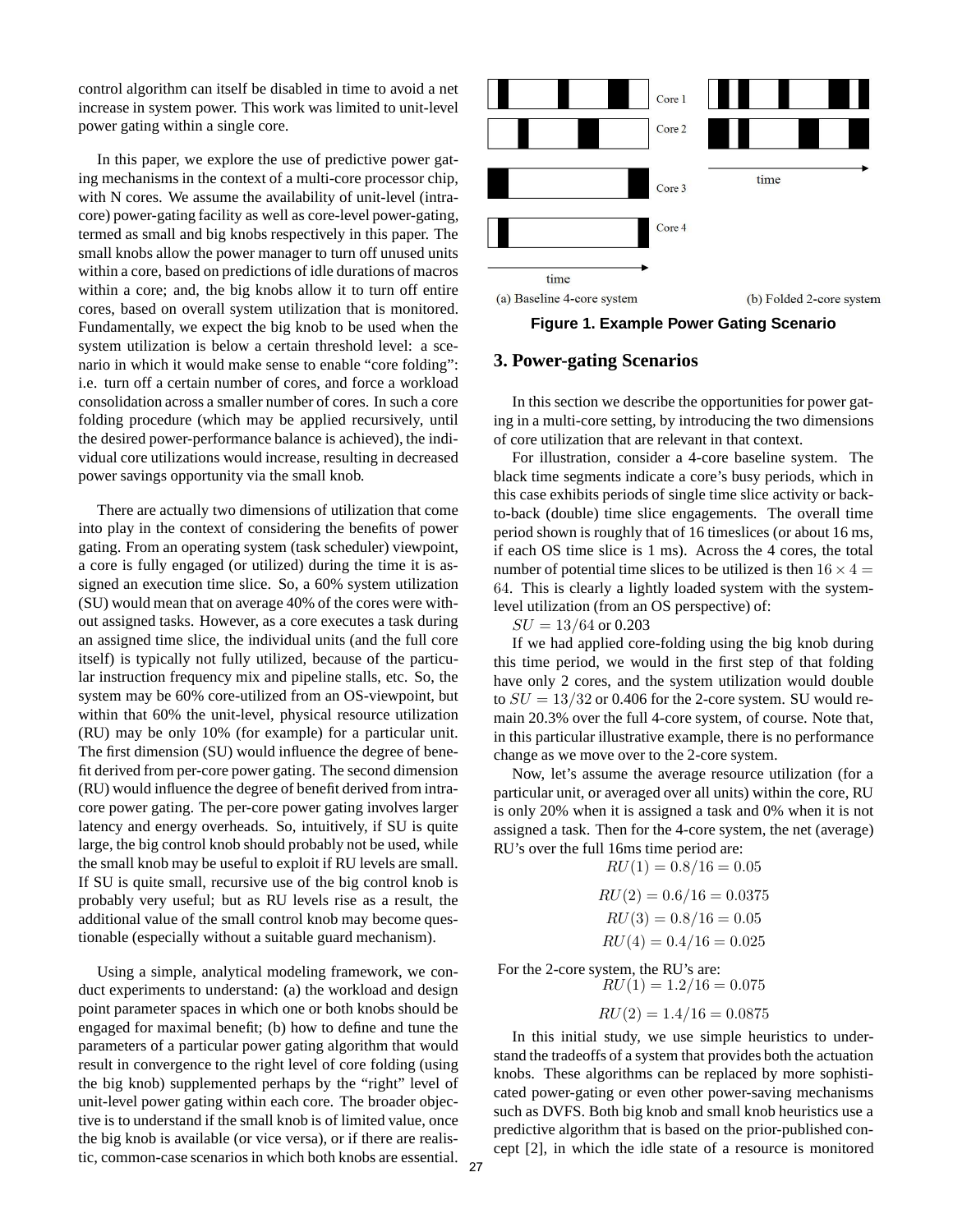control algorithm can itself be disabled in time to avoid a net increase in system power. This work was limited to unit-level power gating within a single core.

In this paper, we explore the use of predictive power gating mechanisms in the context of a multi-core processor chip, with N cores. We assume the availability of unit-level (intra-core) power-gating facility as well as core-level power-gating, termed as small and big knobs respectively in this paper. The small knobs allow the power manager to turn off unused units within a core, based on predictions of idle durations of macros within a core; and, the big knobs allow it to turn off entire cores, based on overall system utilization that is monitored. Fundamentally, we expect the big knob to be used when the system utilization is below a certain threshold level: a scenario in which it would make sense to enable "core folding": i.e. turn off a certain number of cores, and force a workload consolidation across a smaller number of cores. In such a core folding procedure (which may be applied recursively, until the desired power-performance balance is achieved), the individual core utilizations would increase, resulting in decreased power savings opportunity via the small knob.

There are actually two dimensions of utilization that come into play in the context of considering the benefits of power gating. From an operating system (task scheduler) viewpoint, a core is fully engaged (or utilized) during the time it is assigned an execution time slice. So, a 60% system utilization (SU) would mean that on average 40% of the cores were without assigned tasks. However, as a core executes a task during an assigned time slice, the individual units (and the full core itself) is typically not fully utilized, because of the particular instruction frequency mix and pipeline stalls, etc. So, the system may be 60% core-utilized from an OS-viewpoint, but within that 60% the unit-level, physical resource utilization (RU) may be only 10% (for example) for a particular unit. The first dimension (SU) would influence the degree of benefit derived from per-core power gating. The second dimension (RU) would influence the degree of benefit derived from intra-core power gating. The per-core power gating involves larger latency and energy overheads. So, intuitively, if SU is quite large, the big control knob should probably not be used, while the small knob may be useful to exploit if RU levels are small. If SU is quite small, recursive use of the big control knob is probably very useful; but as RU levels rise as a result, the additional value of the small control knob may become questionable (especially without a suitable guard mechanism).

Using a simple, analytical modeling framework, we conduct experiments to understand: (a) the workload and design point parameter spaces in which one or both knobs should be engaged for maximal benefit; (b) how to define and tune the parameters of a particular power gating algorithm that would result in convergence to the right level of core folding (using the big knob) supplemented perhaps by the "right" level of unit-level power gating within each core. The broader objective is to understand if the small knob is of limited value, once the big knob is available (or vice versa), or if there are realistic, common-case scenarios in which both knobs are essential.

**Figure 1. Example Power Gating Scenario**

## 3. Power-gating Scenarios

In this section we describe the opportunities for power gating in a multi-core setting, by introducing the two dimensions of core utilization that are relevant in that context.

For illustration, consider a 4-core baseline system. The black time segments indicate a core's busy periods, which in this case exhibits periods of single time slice activity or back-to-back (double) time slice engagements. The overall time period shown is roughly that of 16 timeslices (or about 16 ms, if each OS time slice is 1 ms). Across the 4 cores, the total number of potential time slices to be utilized is then $16 \times 4 = 64$. This is clearly a lightly loaded system with the system-level utilization (from an OS perspective) of:

$SU = 13/64$ or 0.203

If we had applied core-folding using the big knob during this time period, we would in the first step of that folding have only 2 cores, and the system utilization would double to $SU = 13/32$ or 0.406 for the 2-core system. SU would remain 20.3% over the full 4-core system, of course. Note that, in this particular illustrative example, there is no performance change as we move over to the 2-core system.

Now, let's assume the average resource utilization (for a particular unit, or averaged over all units) within the core, RU is only 20% when it is assigned a task and 0% when it is not assigned a task. Then for the 4-core system, the net (average) RU's over the full 16ms time period are:

$$RU(1) = 0.8/16 = 0.05$$

$$RU(2) = 0.6/16 = 0.0375$$

$$RU(3) = 0.8/16 = 0.05$$

$$RU(4) = 0.4/16 = 0.025$$

For the 2-core system, the RU's are:

$$RU(1) = 1.2/16 = 0.075$$

$$RU(2) = 1.4/16 = 0.0875$$

In this initial study, we use simple heuristics to understand the tradeoffs of a system that provides both the actuation knobs. These algorithms can be replaced by more sophisticated power-gating or even other power-saving mechanisms such as DVFS. Both big knob and small knob heuristics use a predictive algorithm that is based on the prior-published concept [2], in which the idle state of a resource is monitored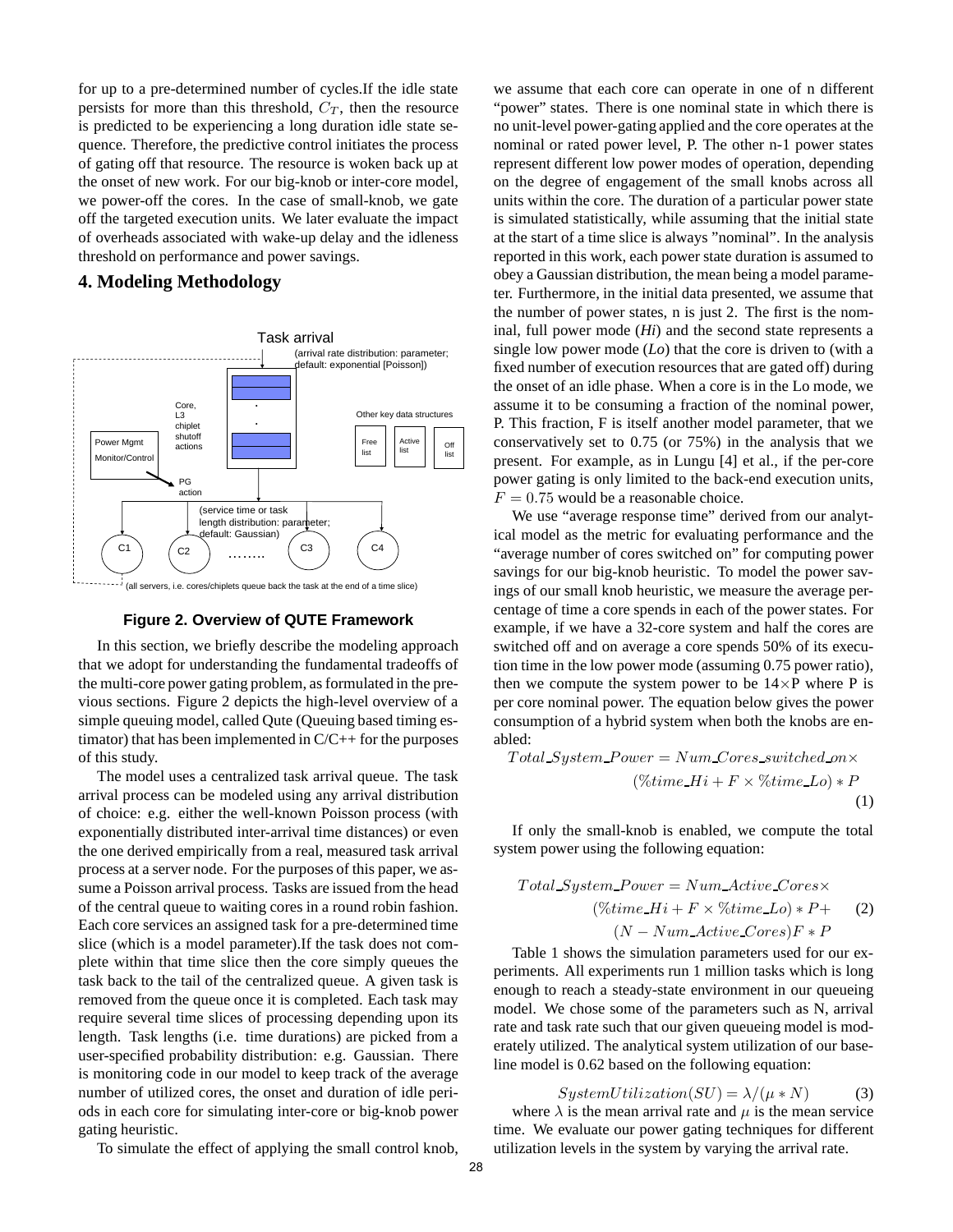for up to a pre-determined number of cycles.If the idle state persists for more than this threshold, $C_T$, then the resource is predicted to be experiencing a long duration idle state sequence. Therefore, the predictive control initiates the process of gating off that resource. The resource is woken back up at the onset of new work. For our big-knob or inter-core model, we power-off the cores. In the case of small-knob, we gate off the targeted execution units. We later evaluate the impact of overheads associated with wake-up delay and the idleness threshold on performance and power savings.

## 4. Modeling Methodology

Task arrival

(arrival rate distribution: parameter; default: exponential [Poisson])

Core, L3 chiplet shutoff actions

Other key data structures

Power Mgmt Monitor/Control

Free list

Active list

Off list

PG action

(service time or task length distribution: parameter; default: Gaussian)

C1

C2

……..

C3

C4

(all servers, i.e. cores/chiplets queue back the task at the end of a time slice)

**Figure 2. Overview of QUTE Framework**

In this section, we briefly describe the modeling approach that we adopt for understanding the fundamental tradeoffs of the multi-core power gating problem, as formulated in the previous sections. Figure 2 depicts the high-level overview of a simple queuing model, called Qute (Queuing based timing estimator) that has been implemented in C/C++ for the purposes of this study.

The model uses a centralized task arrival queue. The task arrival process can be modeled using any arrival distribution of choice: e.g. either the well-known Poisson process (with exponentially distributed inter-arrival time distances) or even the one derived empirically from a real, measured task arrival process at a server node. For the purposes of this paper, we assume a Poisson arrival process. Tasks are issued from the head of the central queue to waiting cores in a round robin fashion. Each core services an assigned task for a pre-determined time slice (which is a model parameter).If the task does not complete within that time slice then the core simply queues the task back to the tail of the centralized queue. A given task is removed from the queue once it is completed. Each task may require several time slices of processing depending upon its length. Task lengths (i.e. time durations) are picked from a user-specified probability distribution: e.g. Gaussian. There is monitoring code in our model to keep track of the average number of utilized cores, the onset and duration of idle periods in each core for simulating inter-core or big-knob power gating heuristic.

To simulate the effect of applying the small control knob, we assume that each core can operate in one of n different "power" states. There is one nominal state in which there is no unit-level power-gating applied and the core operates at the nominal or rated power level, P. The other n-1 power states represent different low power modes of operation, depending on the degree of engagement of the small knobs across all units within the core. The duration of a particular power state is simulated statistically, while assuming that the initial state at the start of a time slice is always "nominal". In the analysis reported in this work, each power state duration is assumed to obey a Gaussian distribution, the mean being a model parameter. Furthermore, in the initial data presented, we assume that the number of power states, n is just 2. The first is the nominal, full power mode (*Hi*) and the second state represents a single low power mode (*Lo*) that the core is driven to (with a fixed number of execution resources that are gated off) during the onset of an idle phase. When a core is in the Lo mode, we assume it to be consuming a fraction of the nominal power, P. This fraction, F is itself another model parameter, that we conservatively set to 0.75 (or 75%) in the analysis that we present. For example, as in Lungu [4] et al., if the per-core power gating is only limited to the back-end execution units, $F = 0.75$ would be a reasonable choice.

We use "average response time" derived from our analytical model as the metric for evaluating performance and the "average number of cores switched on" for computing power savings for our big-knob heuristic. To model the power savings of our small knob heuristic, we measure the average percentage of time a core spends in each of the power states. For example, if we have a 32-core system and half the cores are switched off and on average a core spends 50% of its execution time in the low power mode (assuming 0.75 power ratio), then we compute the system power to be 14×P where P is per core nominal power. The equation below gives the power consumption of a hybrid system when both the knobs are enabled:

$$Total\_System\_Power = Num\_Cores\_switched\_on \times (\%time\_Hi + F \times \%time\_Lo) * P \quad (1)$$

If only the small-knob is enabled, we compute the total system power using the following equation:

$$Total\_System\_Power = Num\_Active\_Cores \times (\%time\_Hi + F \times \%time\_Lo) * P + (N - Num\_Active\_Cores) F * P \quad (2)$$

Table 1 shows the simulation parameters used for our experiments. All experiments run 1 million tasks which is long enough to reach a steady-state environment in our queueing model. We chose some of the parameters such as N, arrival rate and task rate such that our given queueing model is moderately utilized. The analytical system utilization of our baseline model is 0.62 based on the following equation:

$$SystemUtilization(SU) = \lambda/(\mu * N) \quad (3)$$

where $\lambda$ is the mean arrival rate and $\mu$ is the mean service time. We evaluate our power gating techniques for different utilization levels in the system by varying the arrival rate.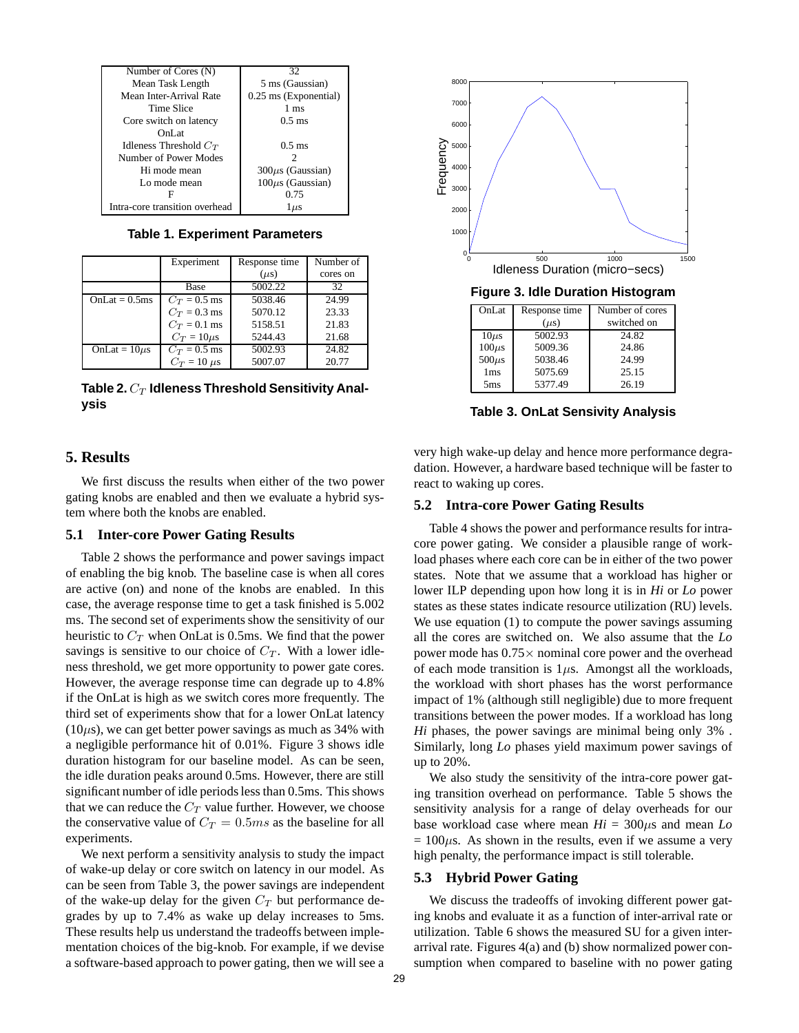| Number of Cores (N) | 32 |
| --- | --- |
| Mean Task Length | 5 ms (Gaussian) |
| Mean Inter-Arrival Rate | 0.25 ms (Exponential) |
| Time Slice | 1 ms |
| Core switch on latency OnLat | 0.5 ms |
| Idleness Threshold $C_T$ | 0.5 ms |
| Number of Power Modes | 2 |
| Hi mode mean | 300$\mu$s (Gaussian) |
| Lo mode mean | 100$\mu$s (Gaussian) |
| F | 0.75 |
| Intra-core transition overhead | 1$\mu$s |

**Table 1. Experiment Parameters**

| | Experiment | Response time ($\mu$s) | Number of cores on |
| --- | --- | --- | --- |
| | Base | 5002.22 | 32 |
| OnLat = 0.5ms | $C_T$ = 0.5 ms | 5038.46 | 24.99 |
| | $C_T$ = 0.3 ms | 5070.12 | 23.33 |
| | $C_T$ = 0.1 ms | 5158.51 | 21.83 |
| | $C_T$ = 10$\mu$s | 5244.43 | 21.68 |
| OnLat = 10$\mu$s | $C_T$ = 0.5 ms | 5002.93 | 24.82 |
| | $C_T$ = 10 $\mu$s | 5007.07 | 20.77 |

**Table 2. $C_T$ Idleness Threshold Sensitivity Analysis**

**Figure 3. Idle Duration Histogram**

| OnLat | Response time ($\mu$s) | Number of cores switched on |
| --- | --- | --- |
| 10$\mu$s | 5002.93 | 24.82 |
| 100$\mu$s | 5009.36 | 24.86 |
| 500$\mu$s | 5038.46 | 24.99 |
| 1ms | 5075.69 | 25.15 |
| 5ms | 5377.49 | 26.19 |

**Table 3. OnLat Sensivity Analysis**

## 5. Results

We first discuss the results when either of the two power gating knobs are enabled and then we evaluate a hybrid system where both the knobs are enabled.

### 5.1 Inter-core Power Gating Results

Table 2 shows the performance and power savings impact of enabling the big knob. The baseline case is when all cores are active (on) and none of the knobs are enabled. In this case, the average response time to get a task finished is 5.002 ms. The second set of experiments show the sensitivity of our heuristic to $C_T$ when OnLat is 0.5ms. We find that the power savings is sensitive to our choice of $C_T$. With a lower idleness threshold, we get more opportunity to power gate cores. However, the average response time can degrade up to 4.8% if the OnLat is high as we switch cores more frequently. The third set of experiments show that for a lower OnLat latency (10$\mu$s), we can get better power savings as much as 34% with a negligible performance hit of 0.01%. Figure 3 shows idle duration histogram for our baseline model. As can be seen, the idle duration peaks around 0.5ms. However, there are still significant number of idle periods less than 0.5ms. This shows that we can reduce the $C_T$ value further. However, we choose the conservative value of $C_T = 0.5ms$ as the baseline for all experiments.

We next perform a sensitivity analysis to study the impact of wake-up delay or core switch on latency in our model. As can be seen from Table 3, the power savings are independent of the wake-up delay for the given $C_T$ but performance degrades by up to 7.4% as wake up delay increases to 5ms. These results help us understand the tradeoffs between implementation choices of the big-knob. For example, if we devise a software-based approach to power gating, then we will see a very high wake-up delay and hence more performance degradation. However, a hardware based technique will be faster to react to waking up cores.

### 5.2 Intra-core Power Gating Results

Table 4 shows the power and performance results for intra-core power gating. We consider a plausible range of workload phases where each core can be in either of the two power states. Note that we assume that a workload has higher or lower ILP depending upon how long it is in *Hi* or *Lo* power states as these states indicate resource utilization (RU) levels. We use equation (1) to compute the power savings assuming all the cores are switched on. We also assume that the *Lo* power mode has 0.75× nominal core power and the overhead of each mode transition is 1$\mu$s. Amongst all the workloads, the workload with short phases has the worst performance impact of 1% (although still negligible) due to more frequent transitions between the power modes. If a workload has long *Hi* phases, the power savings are minimal being only 3% . Similarly, long *Lo* phases yield maximum power savings of up to 20%.

We also study the sensitivity of the intra-core power gating transition overhead on performance. Table 5 shows the sensitivity analysis for a range of delay overheads for our base workload case where mean *Hi* = 300$\mu$s and mean *Lo* = 100$\mu$s. As shown in the results, even if we assume a very high penalty, the performance impact is still tolerable.

### 5.3 Hybrid Power Gating

We discuss the tradeoffs of invoking different power gating knobs and evaluate it as a function of inter-arrival rate or utilization. Table 6 shows the measured SU for a given inter-arrival rate. Figures 4(a) and (b) show normalized power consumption when compared to baseline with no power gating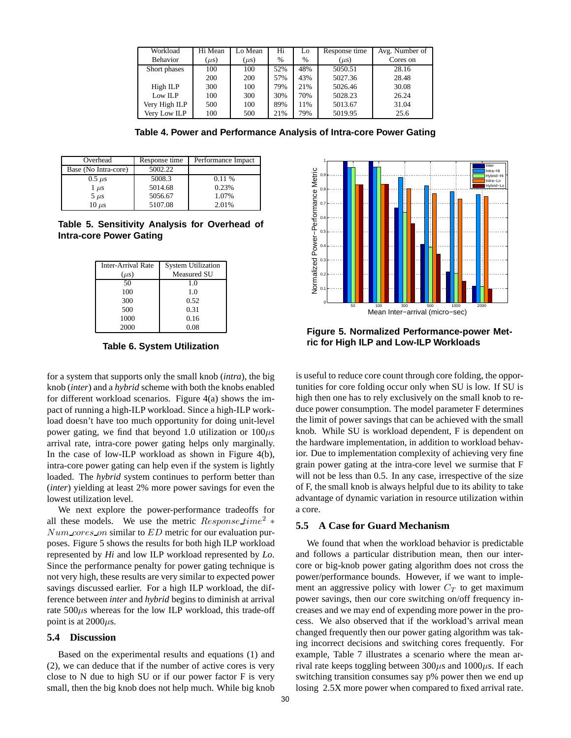| Workload Behavior | Hi Mean ($\mu$s) | Lo Mean ($\mu$s) | Hi % | Lo % | Response time ($\mu$s) | Avg. Number of Cores on |
|---|---|---|---|---|---|---|
| Short phases | 100 | 100 | 52% | 48% | 5050.51 | 28.16 |
| | 200 | 200 | 57% | 43% | 5027.36 | 28.48 |
| High ILP | 300 | 100 | 79% | 21% | 5026.46 | 30.08 |
| Low ILP | 100 | 300 | 30% | 70% | 5028.23 | 26.24 |
| Very High ILP | 500 | 100 | 89% | 11% | 5013.67 | 31.04 |
| Very Low ILP | 100 | 500 | 21% | 79% | 5019.95 | 25.6 |

**Table 4. Power and Performance Analysis of Intra-core Power Gating**

| Overhead | Response time | Performance Impact |
|---|---|---|
| Base (No Intra-core) | 5002.22 | |
| 0.5 $\mu$s | 5008.3 | 0.11 % |
| 1 $\mu$s | 5014.68 | 0.23% |
| 5 $\mu$s | 5056.67 | 1.07% |
| 10 $\mu$s | 5107.08 | 2.01% |

**Table 5. Sensitivity Analysis for Overhead of Intra-core Power Gating**

| Inter-Arrival Rate ($\mu$s) | System Utilization Measured SU |
|---|---|
| 50 | 1.0 |
| 100 | 1.0 |
| 300 | 0.52 |
| 500 | 0.31 |
| 1000 | 0.16 |
| 2000 | 0.08 |

**Table 6. System Utilization**

**Figure 5. Normalized Performance-power Metric for High ILP and Low-ILP Workloads**

for a system that supports only the small knob (*intra*), the big knob (*inter*) and a *hybrid* scheme with both the knobs enabled for different workload scenarios. Figure 4(a) shows the impact of running a high-ILP workload. Since a high-ILP workload doesn't have too much opportunity for doing unit-level power gating, we find that beyond 1.0 utilization or 100$\mu$s arrival rate, intra-core power gating helps only marginally. In the case of low-ILP workload as shown in Figure 4(b), intra-core power gating can help even if the system is lightly loaded. The *hybrid* system continues to perform better than (*inter*) yielding at least 2% more power savings for even the lowest utilization level.

We next explore the power-performance tradeoffs for all these models. We use the metric $Response\_time^2 * Num\_cores\_on$ similar to $ED$ metric for our evaluation purposes. Figure 5 shows the results for both high ILP workload represented by *Hi* and low ILP workload represented by *Lo*. Since the performance penalty for power gating technique is not very high, these results are very similar to expected power savings discussed earlier. For a high ILP workload, the difference between *inter* and *hybrid* begins to diminish at arrival rate 500$\mu$s whereas for the low ILP workload, this trade-off point is at 2000$\mu$s.

### 5.4 Discussion

Based on the experimental results and equations (1) and (2), we can deduce that if the number of active cores is very close to N due to high SU or if our power factor F is very small, then the big knob does not help much. While big knob is useful to reduce core count through core folding, the opportunities for core folding occur only when SU is low. If SU is high then one has to rely exclusively on the small knob to reduce power consumption. The model parameter F determines the limit of power savings that can be achieved with the small knob. While SU is workload dependent, F is dependent on the hardware implementation, in addition to workload behavior. Due to implementation complexity of achieving very fine grain power gating at the intra-core level we surmise that F will not be less than 0.5. In any case, irrespective of the size of F, the small knob is always helpful due to its ability to take advantage of dynamic variation in resource utilization within a core.

### 5.5 A Case for Guard Mechanism

We found that when the workload behavior is predictable and follows a particular distribution mean, then our inter-core or big-knob power gating algorithm does not cross the power/performance bounds. However, if we want to implement an aggressive policy with lower $C_T$ to get maximum power savings, then our core switching on/off frequency increases and we may end of expending more power in the process. We also observed that if the workload's arrival mean changed frequently then our power gating algorithm was taking incorrect decisions and switching cores frequently. For example, Table 7 illustrates a scenario where the mean arrival rate keeps toggling between 300$\mu$s and 1000$\mu$s. If each switching transition consumes say p% power then we end up losing 2.5X more power when compared to fixed arrival rate.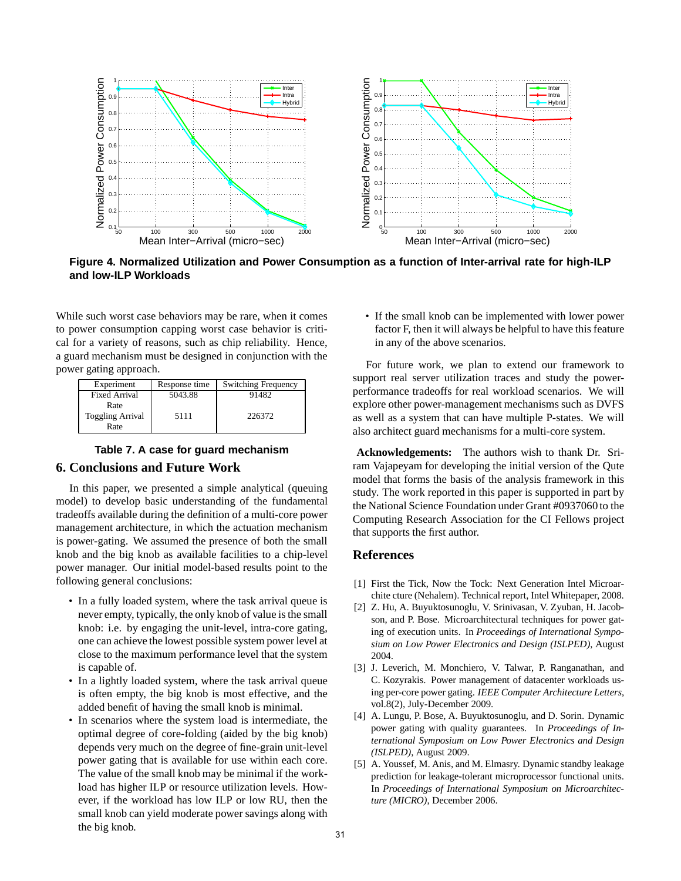Normalized Power Consumption

1
0.9
0.8
0.7
0.6
0.5
0.4
0.3
0.2
0.1

50 100 300 500 1000 2000

Mean Inter−Arrival (micro−sec)

Inter
Intra
Hybrid

Normalized Power Consumption

1
0.9
0.8
0.7
0.6
0.5
0.4
0.3
0.2
0.1
0

50 100 300 500 1000 2000

Mean Inter−Arrival (micro−sec)

Inter
Intra
Hybrid

**Figure 4. Normalized Utilization and Power Consumption as a function of Inter-arrival rate for high-ILP and low-ILP Workloads**

While such worst case behaviors may be rare, when it comes to power consumption capping worst case behavior is critical for a variety of reasons, such as chip reliability. Hence, a guard mechanism must be designed in conjunction with the power gating approach.

| Experiment | Response time | Switching Frequency |
|---|---|---|
| Fixed Arrival Rate | 5043.88 | 91482 |
| Toggling Arrival Rate | 5111 | 226372 |

**Table 7. A case for guard mechanism**

## 6. Conclusions and Future Work

In this paper, we presented a simple analytical (queuing model) to develop basic understanding of the fundamental tradeoffs available during the definition of a multi-core power management architecture, in which the actuation mechanism is power-gating. We assumed the presence of both the small knob and the big knob as available facilities to a chip-level power manager. Our initial model-based results point to the following general conclusions:

- In a fully loaded system, where the task arrival queue is never empty, typically, the only knob of value is the small knob: i.e. by engaging the unit-level, intra-core gating, one can achieve the lowest possible system power level at close to the maximum performance level that the system is capable of.
- In a lightly loaded system, where the task arrival queue is often empty, the big knob is most effective, and the added benefit of having the small knob is minimal.
- In scenarios where the system load is intermediate, the optimal degree of core-folding (aided by the big knob) depends very much on the degree of fine-grain unit-level power gating that is available for use within each core. The value of the small knob may be minimal if the workload has higher ILP or resource utilization levels. However, if the workload has low ILP or low RU, then the small knob can yield moderate power savings along with the big knob.
- If the small knob can be implemented with lower power factor F, then it will always be helpful to have this feature in any of the above scenarios.

For future work, we plan to extend our framework to support real server utilization traces and study the power-performance tradeoffs for real workload scenarios. We will explore other power-management mechanisms such as DVFS as well as a system that can have multiple P-states. We will also architect guard mechanisms for a multi-core system.

**Acknowledgements:** The authors wish to thank Dr. Sriram Vajapeyam for developing the initial version of the Qute model that forms the basis of the analysis framework in this study. The work reported in this paper is supported in part by the National Science Foundation under Grant #0937060 to the Computing Research Association for the CI Fellows project that supports the first author.

## References

[1] First the Tick, Now the Tock: Next Generation Intel Microarchite cture (Nehalem). Technical report, Intel Whitepaper, 2008.

[2] Z. Hu, A. Buyuktosunoglu, V. Srinivasan, V. Zyuban, H. Jacobson, and P. Bose. Microarchitectural techniques for power gating of execution units. In *Proceedings of International Symposium on Low Power Electronics and Design (ISLPED)*, August 2004.

[3] J. Leverich, M. Monchiero, V. Talwar, P. Ranganathan, and C. Kozyrakis. Power management of datacenter workloads using per-core power gating. *IEEE Computer Architecture Letters*, vol.8(2), July-December 2009.

[4] A. Lungu, P. Bose, A. Buyuktosunoglu, and D. Sorin. Dynamic power gating with quality guarantees. In *Proceedings of International Symposium on Low Power Electronics and Design (ISLPED)*, August 2009.

[5] A. Youssef, M. Anis, and M. Elmasry. Dynamic standby leakage prediction for leakage-tolerant microprocessor functional units. In *Proceedings of International Symposium on Microarchitecture (MICRO)*, December 2006.